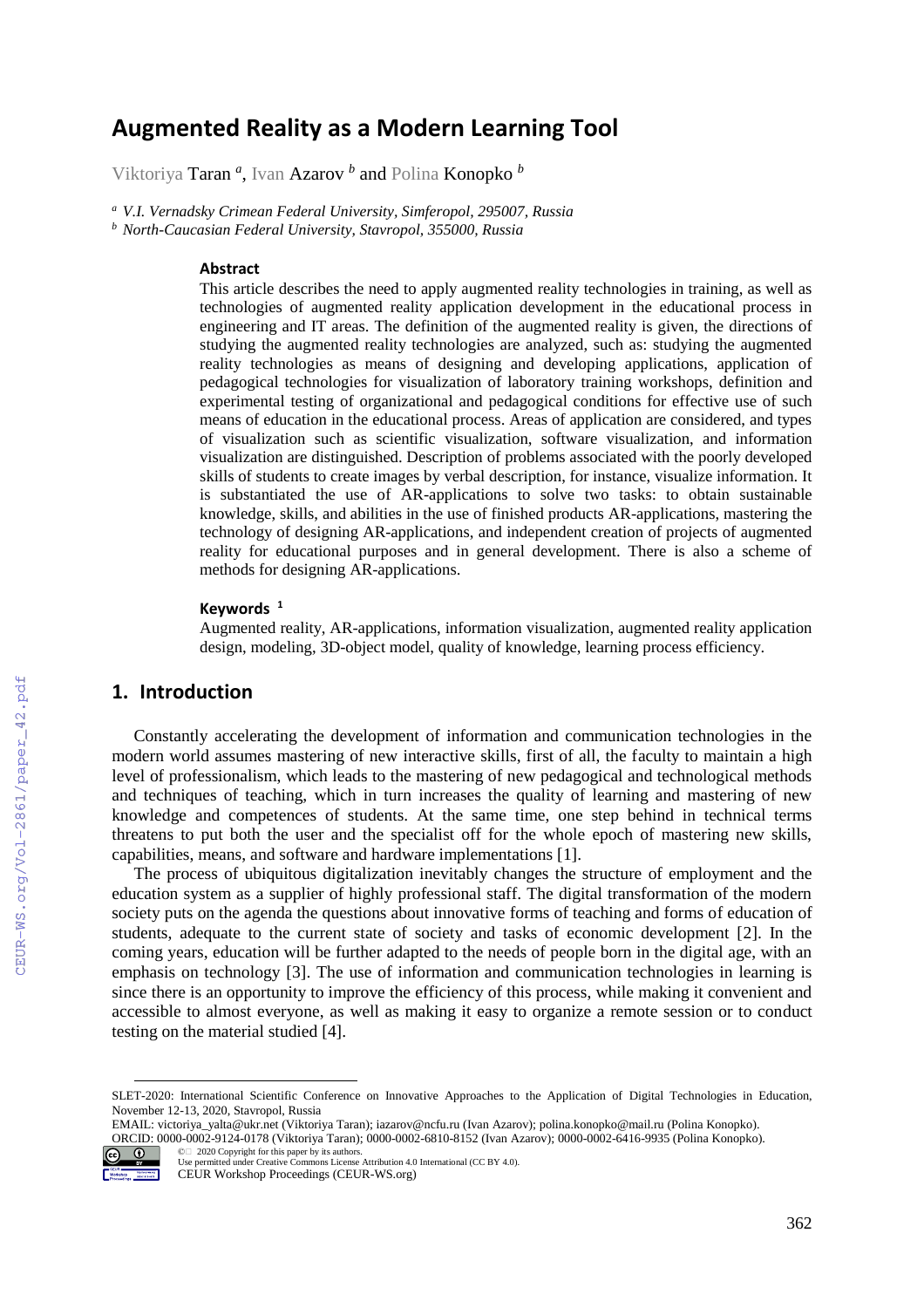# Augmented Reality as a Modern Learning Tool

Viktoriya Taran [a], Ivan Azarov [b] and Polina Konopko [b]

[a] *V.I. Vernadsky Crimean Federal University, Simferopol, 295007, Russia*

[b] *North-Caucasian Federal University, Stavropol, 355000, Russia*

### Abstract

This article describes the need to apply augmented reality technologies in training, as well as technologies of augmented reality application development in the educational process in engineering and IT areas. The definition of the augmented reality is given, the directions of studying the augmented reality technologies are analyzed, such as: studying the augmented reality technologies as means of designing and developing applications, application of pedagogical technologies for visualization of laboratory training workshops, definition and experimental testing of organizational and pedagogical conditions for effective use of such means of education in the educational process. Areas of application are considered, and types of visualization such as scientific visualization, software visualization, and information visualization are distinguished. Description of problems associated with the poorly developed skills of students to create images by verbal description, for instance, visualize information. It is substantiated the use of AR-applications to solve two tasks: to obtain sustainable knowledge, skills, and abilities in the use of finished products AR-applications, mastering the technology of designing AR-applications, and independent creation of projects of augmented reality for educational purposes and in general development. There is also a scheme of methods for designing AR-applications.

### Keywords [1]

Augmented reality, AR-applications, information visualization, augmented reality application design, modeling, 3D-object model, quality of knowledge, learning process efficiency.

## 1. Introduction

Constantly accelerating the development of information and communication technologies in the modern world assumes mastering of new interactive skills, first of all, the faculty to maintain a high level of professionalism, which leads to the mastering of new pedagogical and technological methods and techniques of teaching, which in turn increases the quality of learning and mastering of new knowledge and competences of students. At the same time, one step behind in technical terms threatens to put both the user and the specialist off for the whole epoch of mastering new skills, capabilities, means, and software and hardware implementations [1].

The process of ubiquitous digitalization inevitably changes the structure of employment and the education system as a supplier of highly professional staff. The digital transformation of the modern society puts on the agenda the questions about innovative forms of teaching and forms of education of students, adequate to the current state of society and tasks of economic development [2]. In the coming years, education will be further adapted to the needs of people born in the digital age, with an emphasis on technology [3]. The use of information and communication technologies in learning is since there is an opportunity to improve the efficiency of this process, while making it convenient and accessible to almost everyone, as well as making it easy to organize a remote session or to conduct testing on the material studied [4].

---

SLET-2020: International Scientific Conference on Innovative Approaches to the Application of Digital Technologies in Education, November 12-13, 2020, Stavropol, Russia

EMAIL: victoriya_yalta@ukr.net (Viktoriya Taran); iazarov@ncfu.ru (Ivan Azarov); polina.konopko@mail.ru (Polina Konopko).

ORCID: 0000-0002-9124-0178 (Viktoriya Taran); 0000-0002-6810-8152 (Ivan Azarov); 0000-0002-6416-9935 (Polina Konopko).

© 2020 Copyright for this paper by its authors.
Use permitted under Creative Commons License Attribution 4.0 International (CC BY 4.0).
CEUR Workshop Proceedings (CEUR-WS.org)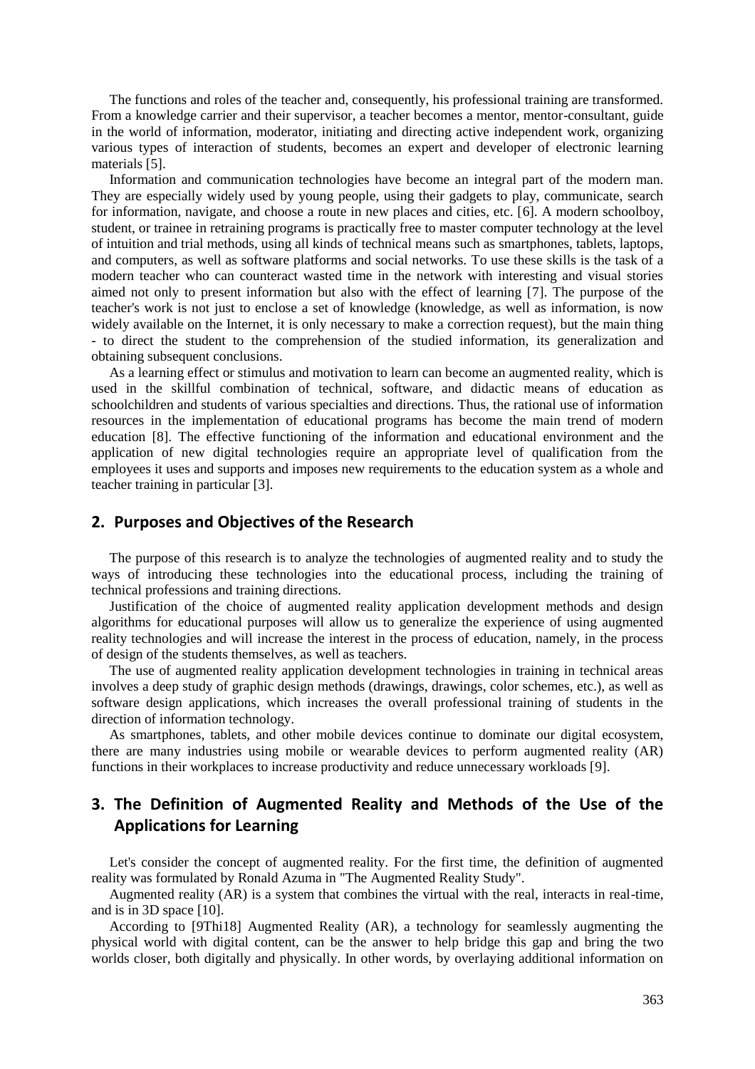The functions and roles of the teacher and, consequently, his professional training are transformed. From a knowledge carrier and their supervisor, a teacher becomes a mentor, mentor-consultant, guide in the world of information, moderator, initiating and directing active independent work, organizing various types of interaction of students, becomes an expert and developer of electronic learning materials [5].

Information and communication technologies have become an integral part of the modern man. They are especially widely used by young people, using their gadgets to play, communicate, search for information, navigate, and choose a route in new places and cities, etc. [6]. A modern schoolboy, student, or trainee in retraining programs is practically free to master computer technology at the level of intuition and trial methods, using all kinds of technical means such as smartphones, tablets, laptops, and computers, as well as software platforms and social networks. To use these skills is the task of a modern teacher who can counteract wasted time in the network with interesting and visual stories aimed not only to present information but also with the effect of learning [7]. The purpose of the teacher's work is not just to enclose a set of knowledge (knowledge, as well as information, is now widely available on the Internet, it is only necessary to make a correction request), but the main thing - to direct the student to the comprehension of the studied information, its generalization and obtaining subsequent conclusions.

As a learning effect or stimulus and motivation to learn can become an augmented reality, which is used in the skillful combination of technical, software, and didactic means of education as schoolchildren and students of various specialties and directions. Thus, the rational use of information resources in the implementation of educational programs has become the main trend of modern education [8]. The effective functioning of the information and educational environment and the application of new digital technologies require an appropriate level of qualification from the employees it uses and supports and imposes new requirements to the education system as a whole and teacher training in particular [3].

## 2. Purposes and Objectives of the Research

The purpose of this research is to analyze the technologies of augmented reality and to study the ways of introducing these technologies into the educational process, including the training of technical professions and training directions.

Justification of the choice of augmented reality application development methods and design algorithms for educational purposes will allow us to generalize the experience of using augmented reality technologies and will increase the interest in the process of education, namely, in the process of design of the students themselves, as well as teachers.

The use of augmented reality application development technologies in training in technical areas involves a deep study of graphic design methods (drawings, drawings, color schemes, etc.), as well as software design applications, which increases the overall professional training of students in the direction of information technology.

As smartphones, tablets, and other mobile devices continue to dominate our digital ecosystem, there are many industries using mobile or wearable devices to perform augmented reality (AR) functions in their workplaces to increase productivity and reduce unnecessary workloads [9].

## 3. The Definition of Augmented Reality and Methods of the Use of the Applications for Learning

Let's consider the concept of augmented reality. For the first time, the definition of augmented reality was formulated by Ronald Azuma in "The Augmented Reality Study".

Augmented reality (AR) is a system that combines the virtual with the real, interacts in real-time, and is in 3D space [10].

According to [9Thi18] Augmented Reality (AR), a technology for seamlessly augmenting the physical world with digital content, can be the answer to help bridge this gap and bring the two worlds closer, both digitally and physically. In other words, by overlaying additional information on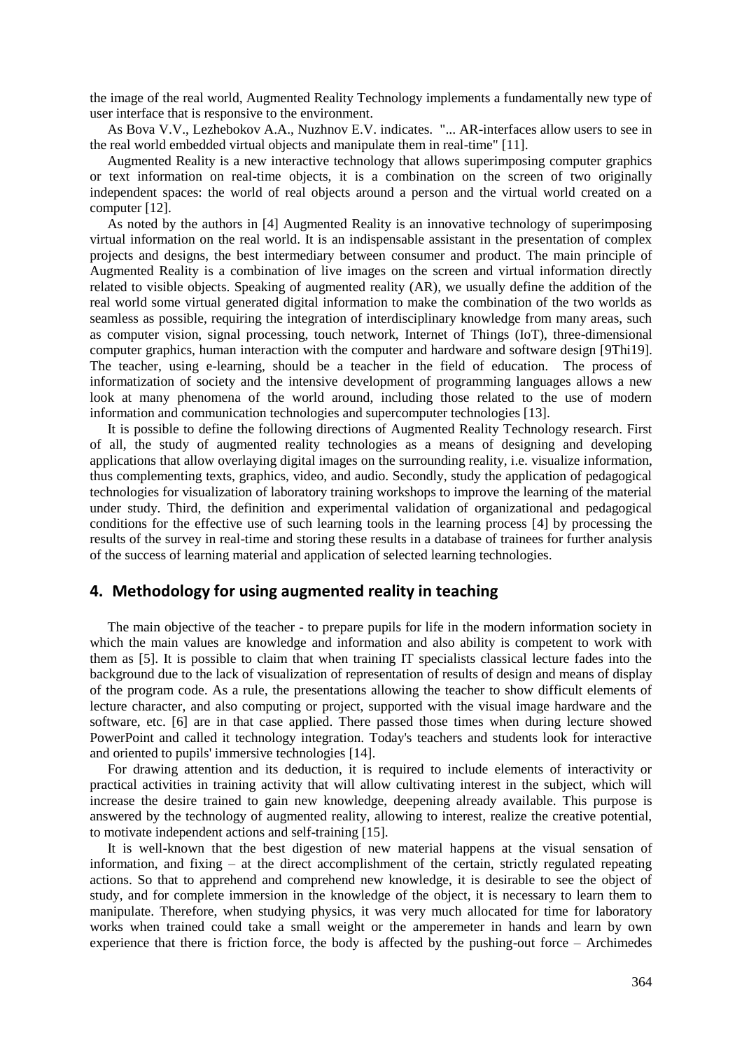the image of the real world, Augmented Reality Technology implements a fundamentally new type of user interface that is responsive to the environment.

As Bova V.V., Lezhebokov A.A., Nuzhnov E.V. indicates. "... AR-interfaces allow users to see in the real world embedded virtual objects and manipulate them in real-time" [11].

Augmented Reality is a new interactive technology that allows superimposing computer graphics or text information on real-time objects, it is a combination on the screen of two originally independent spaces: the world of real objects around a person and the virtual world created on a computer [12].

As noted by the authors in [4] Augmented Reality is an innovative technology of superimposing virtual information on the real world. It is an indispensable assistant in the presentation of complex projects and designs, the best intermediary between consumer and product. The main principle of Augmented Reality is a combination of live images on the screen and virtual information directly related to visible objects. Speaking of augmented reality (AR), we usually define the addition of the real world some virtual generated digital information to make the combination of the two worlds as seamless as possible, requiring the integration of interdisciplinary knowledge from many areas, such as computer vision, signal processing, touch network, Internet of Things (IoT), three-dimensional computer graphics, human interaction with the computer and hardware and software design [9Thi19]. The teacher, using e-learning, should be a teacher in the field of education. The process of informatization of society and the intensive development of programming languages allows a new look at many phenomena of the world around, including those related to the use of modern information and communication technologies and supercomputer technologies [13].

It is possible to define the following directions of Augmented Reality Technology research. First of all, the study of augmented reality technologies as a means of designing and developing applications that allow overlaying digital images on the surrounding reality, i.e. visualize information, thus complementing texts, graphics, video, and audio. Secondly, study the application of pedagogical technologies for visualization of laboratory training workshops to improve the learning of the material under study. Third, the definition and experimental validation of organizational and pedagogical conditions for the effective use of such learning tools in the learning process [4] by processing the results of the survey in real-time and storing these results in a database of trainees for further analysis of the success of learning material and application of selected learning technologies.

## 4. Methodology for using augmented reality in teaching

The main objective of the teacher - to prepare pupils for life in the modern information society in which the main values are knowledge and information and also ability is competent to work with them as [5]. It is possible to claim that when training IT specialists classical lecture fades into the background due to the lack of visualization of representation of results of design and means of display of the program code. As a rule, the presentations allowing the teacher to show difficult elements of lecture character, and also computing or project, supported with the visual image hardware and the software, etc. [6] are in that case applied. There passed those times when during lecture showed PowerPoint and called it technology integration. Today's teachers and students look for interactive and oriented to pupils' immersive technologies [14].

For drawing attention and its deduction, it is required to include elements of interactivity or practical activities in training activity that will allow cultivating interest in the subject, which will increase the desire trained to gain new knowledge, deepening already available. This purpose is answered by the technology of augmented reality, allowing to interest, realize the creative potential, to motivate independent actions and self-training [15].

It is well-known that the best digestion of new material happens at the visual sensation of information, and fixing – at the direct accomplishment of the certain, strictly regulated repeating actions. So that to apprehend and comprehend new knowledge, it is desirable to see the object of study, and for complete immersion in the knowledge of the object, it is necessary to learn them to manipulate. Therefore, when studying physics, it was very much allocated for time for laboratory works when trained could take a small weight or the amperemeter in hands and learn by own experience that there is friction force, the body is affected by the pushing-out force – Archimedes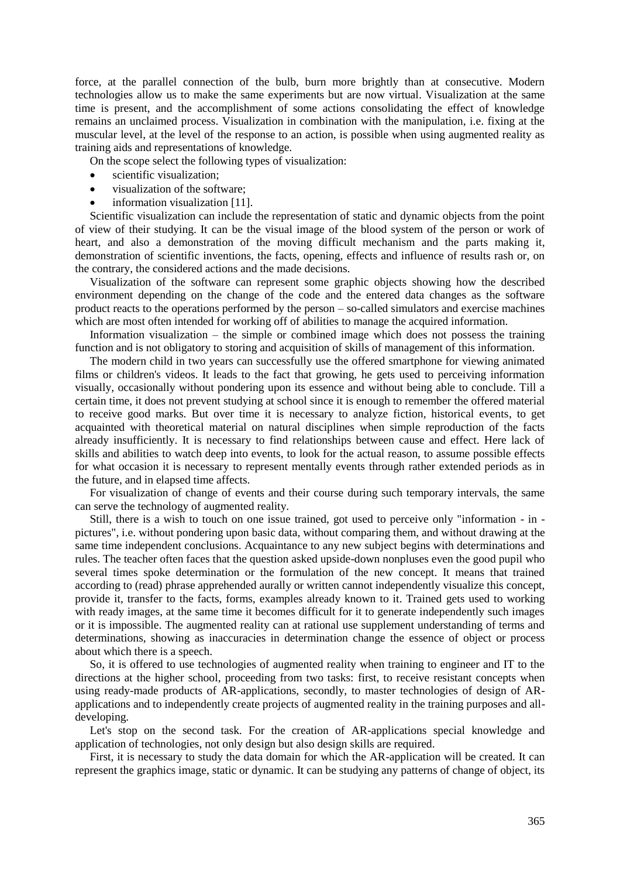force, at the parallel connection of the bulb, burn more brightly than at consecutive. Modern technologies allow us to make the same experiments but are now virtual. Visualization at the same time is present, and the accomplishment of some actions consolidating the effect of knowledge remains an unclaimed process. Visualization in combination with the manipulation, i.e. fixing at the muscular level, at the level of the response to an action, is possible when using augmented reality as training aids and representations of knowledge.

On the scope select the following types of visualization:

- scientific visualization;
- visualization of the software;
- information visualization [11].

Scientific visualization can include the representation of static and dynamic objects from the point of view of their studying. It can be the visual image of the blood system of the person or work of heart, and also a demonstration of the moving difficult mechanism and the parts making it, demonstration of scientific inventions, the facts, opening, effects and influence of results rash or, on the contrary, the considered actions and the made decisions.

Visualization of the software can represent some graphic objects showing how the described environment depending on the change of the code and the entered data changes as the software product reacts to the operations performed by the person – so-called simulators and exercise machines which are most often intended for working off of abilities to manage the acquired information.

Information visualization – the simple or combined image which does not possess the training function and is not obligatory to storing and acquisition of skills of management of this information.

The modern child in two years can successfully use the offered smartphone for viewing animated films or children's videos. It leads to the fact that growing, he gets used to perceiving information visually, occasionally without pondering upon its essence and without being able to conclude. Till a certain time, it does not prevent studying at school since it is enough to remember the offered material to receive good marks. But over time it is necessary to analyze fiction, historical events, to get acquainted with theoretical material on natural disciplines when simple reproduction of the facts already insufficiently. It is necessary to find relationships between cause and effect. Here lack of skills and abilities to watch deep into events, to look for the actual reason, to assume possible effects for what occasion it is necessary to represent mentally events through rather extended periods as in the future, and in elapsed time affects.

For visualization of change of events and their course during such temporary intervals, the same can serve the technology of augmented reality.

Still, there is a wish to touch on one issue trained, got used to perceive only "information - in - pictures", i.e. without pondering upon basic data, without comparing them, and without drawing at the same time independent conclusions. Acquaintance to any new subject begins with determinations and rules. The teacher often faces that the question asked upside-down nonpluses even the good pupil who several times spoke determination or the formulation of the new concept. It means that trained according to (read) phrase apprehended aurally or written cannot independently visualize this concept, provide it, transfer to the facts, forms, examples already known to it. Trained gets used to working with ready images, at the same time it becomes difficult for it to generate independently such images or it is impossible. The augmented reality can at rational use supplement understanding of terms and determinations, showing as inaccuracies in determination change the essence of object or process about which there is a speech.

So, it is offered to use technologies of augmented reality when training to engineer and IT to the directions at the higher school, proceeding from two tasks: first, to receive resistant concepts when using ready-made products of AR-applications, secondly, to master technologies of design of AR-applications and to independently create projects of augmented reality in the training purposes and all-developing.

Let's stop on the second task. For the creation of AR-applications special knowledge and application of technologies, not only design but also design skills are required.

First, it is necessary to study the data domain for which the AR-application will be created. It can represent the graphics image, static or dynamic. It can be studying any patterns of change of object, its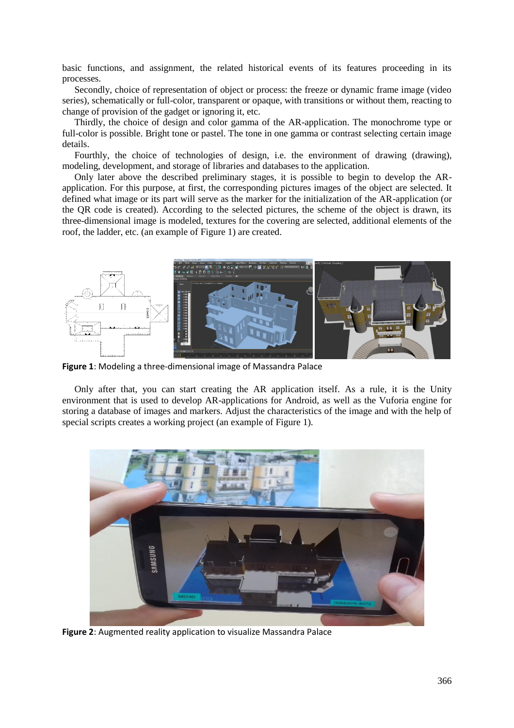basic functions, and assignment, the related historical events of its features proceeding in its processes.

Secondly, choice of representation of object or process: the freeze or dynamic frame image (video series), schematically or full-color, transparent or opaque, with transitions or without them, reacting to change of provision of the gadget or ignoring it, etc.

Thirdly, the choice of design and color gamma of the AR-application. The monochrome type or full-color is possible. Bright tone or pastel. The tone in one gamma or contrast selecting certain image details.

Fourthly, the choice of technologies of design, i.e. the environment of drawing (drawing), modeling, development, and storage of libraries and databases to the application.

Only later above the described preliminary stages, it is possible to begin to develop the AR-application. For this purpose, at first, the corresponding pictures images of the object are selected. It defined what image or its part will serve as the marker for the initialization of the AR-application (or the QR code is created). According to the selected pictures, the scheme of the object is drawn, its three-dimensional image is modeled, textures for the covering are selected, additional elements of the roof, the ladder, etc. (an example of Figure 1) are created.

**Figure 1**: Modeling a three-dimensional image of Massandra Palace

Only after that, you can start creating the AR application itself. As a rule, it is the Unity environment that is used to develop AR-applications for Android, as well as the Vuforia engine for storing a database of images and markers. Adjust the characteristics of the image and with the help of special scripts creates a working project (an example of Figure 1).

**Figure 2**: Augmented reality application to visualize Massandra Palace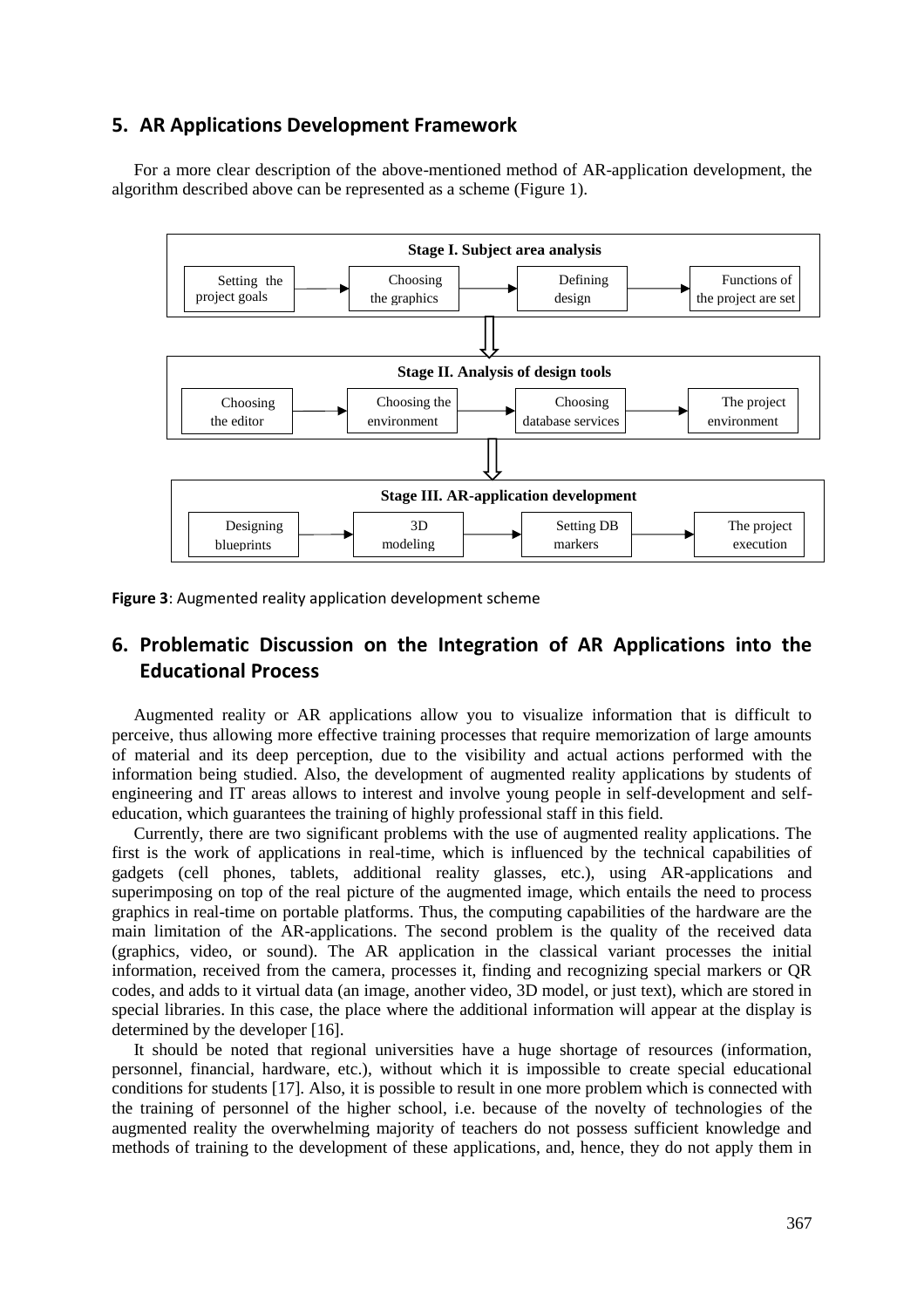## 5. AR Applications Development Framework

For a more clear description of the above-mentioned method of AR-application development, the algorithm described above can be represented as a scheme (Figure 1).

**Stage I. Subject area analysis**

Setting the project goals → Choosing the graphics → Defining design → Functions of the project are set

⇩

**Stage II. Analysis of design tools**

Choosing the editor → Choosing the environment → Choosing database services → The project environment

⇩

**Stage III. AR-application development**

Designing blueprints → 3D modeling → Setting DB markers → The project execution

**Figure 3**: Augmented reality application development scheme

## 6. Problematic Discussion on the Integration of AR Applications into the Educational Process

Augmented reality or AR applications allow you to visualize information that is difficult to perceive, thus allowing more effective training processes that require memorization of large amounts of material and its deep perception, due to the visibility and actual actions performed with the information being studied. Also, the development of augmented reality applications by students of engineering and IT areas allows to interest and involve young people in self-development and self-education, which guarantees the training of highly professional staff in this field.

Currently, there are two significant problems with the use of augmented reality applications. The first is the work of applications in real-time, which is influenced by the technical capabilities of gadgets (cell phones, tablets, additional reality glasses, etc.), using AR-applications and superimposing on top of the real picture of the augmented image, which entails the need to process graphics in real-time on portable platforms. Thus, the computing capabilities of the hardware are the main limitation of the AR-applications. The second problem is the quality of the received data (graphics, video, or sound). The AR application in the classical variant processes the initial information, received from the camera, processes it, finding and recognizing special markers or QR codes, and adds to it virtual data (an image, another video, 3D model, or just text), which are stored in special libraries. In this case, the place where the additional information will appear at the display is determined by the developer [16].

It should be noted that regional universities have a huge shortage of resources (information, personnel, financial, hardware, etc.), without which it is impossible to create special educational conditions for students [17]. Also, it is possible to result in one more problem which is connected with the training of personnel of the higher school, i.e. because of the novelty of technologies of the augmented reality the overwhelming majority of teachers do not possess sufficient knowledge and methods of training to the development of these applications, and, hence, they do not apply them in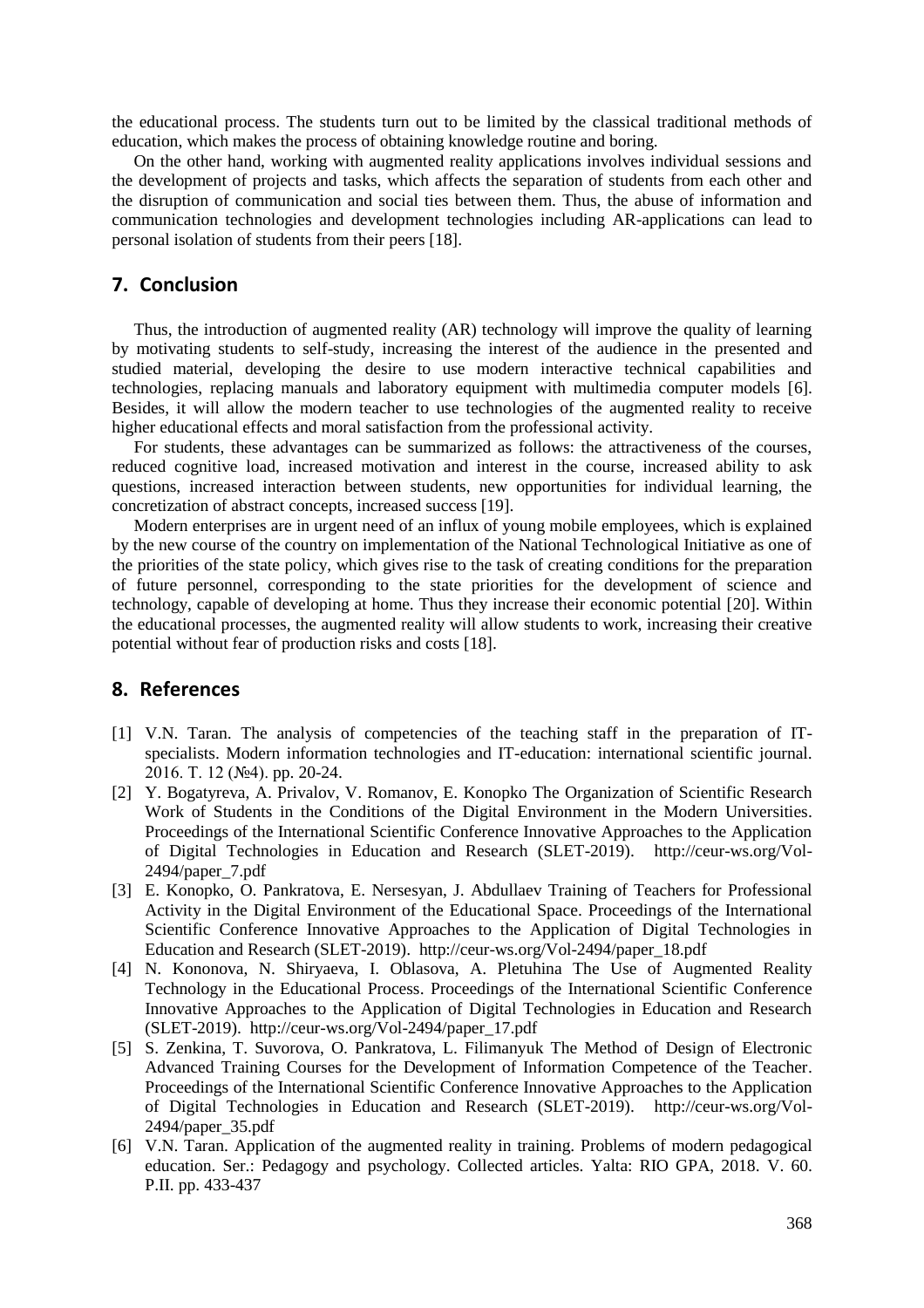the educational process. The students turn out to be limited by the classical traditional methods of education, which makes the process of obtaining knowledge routine and boring.

On the other hand, working with augmented reality applications involves individual sessions and the development of projects and tasks, which affects the separation of students from each other and the disruption of communication and social ties between them. Thus, the abuse of information and communication technologies and development technologies including AR-applications can lead to personal isolation of students from their peers [18].

## 7. Conclusion

Thus, the introduction of augmented reality (AR) technology will improve the quality of learning by motivating students to self-study, increasing the interest of the audience in the presented and studied material, developing the desire to use modern interactive technical capabilities and technologies, replacing manuals and laboratory equipment with multimedia computer models [6]. Besides, it will allow the modern teacher to use technologies of the augmented reality to receive higher educational effects and moral satisfaction from the professional activity.

For students, these advantages can be summarized as follows: the attractiveness of the courses, reduced cognitive load, increased motivation and interest in the course, increased ability to ask questions, increased interaction between students, new opportunities for individual learning, the concretization of abstract concepts, increased success [19].

Modern enterprises are in urgent need of an influx of young mobile employees, which is explained by the new course of the country on implementation of the National Technological Initiative as one of the priorities of the state policy, which gives rise to the task of creating conditions for the preparation of future personnel, corresponding to the state priorities for the development of science and technology, capable of developing at home. Thus they increase their economic potential [20]. Within the educational processes, the augmented reality will allow students to work, increasing their creative potential without fear of production risks and costs [18].

## 8. References

[1] V.N. Taran. The analysis of competencies of the teaching staff in the preparation of IT-specialists. Modern information technologies and IT-education: international scientific journal. 2016. Т. 12 (№4). pp. 20-24.

[2] Y. Bogatyreva, A. Privalov, V. Romanov, E. Konopko The Organization of Scientific Research Work of Students in the Conditions of the Digital Environment in the Modern Universities. Proceedings of the International Scientific Conference Innovative Approaches to the Application of Digital Technologies in Education and Research (SLET-2019). http://ceur-ws.org/Vol-2494/paper_7.pdf

[3] E. Konopko, O. Pankratova, E. Nersesyan, J. Abdullaev Training of Teachers for Professional Activity in the Digital Environment of the Educational Space. Proceedings of the International Scientific Conference Innovative Approaches to the Application of Digital Technologies in Education and Research (SLET-2019). http://ceur-ws.org/Vol-2494/paper_18.pdf

[4] N. Kononova, N. Shiryaeva, I. Oblasova, A. Pletuhina The Use of Augmented Reality Technology in the Educational Process. Proceedings of the International Scientific Conference Innovative Approaches to the Application of Digital Technologies in Education and Research (SLET-2019). http://ceur-ws.org/Vol-2494/paper_17.pdf

[5] S. Zenkina, T. Suvorova, O. Pankratova, L. Filimanyuk The Method of Design of Electronic Advanced Training Courses for the Development of Information Competence of the Teacher. Proceedings of the International Scientific Conference Innovative Approaches to the Application of Digital Technologies in Education and Research (SLET-2019). http://ceur-ws.org/Vol-2494/paper_35.pdf

[6] V.N. Taran. Application of the augmented reality in training. Problems of modern pedagogical education. Ser.: Pedagogy and psychology. Collected articles. Yalta: RIO GPA, 2018. V. 60. P.II. pp. 433-437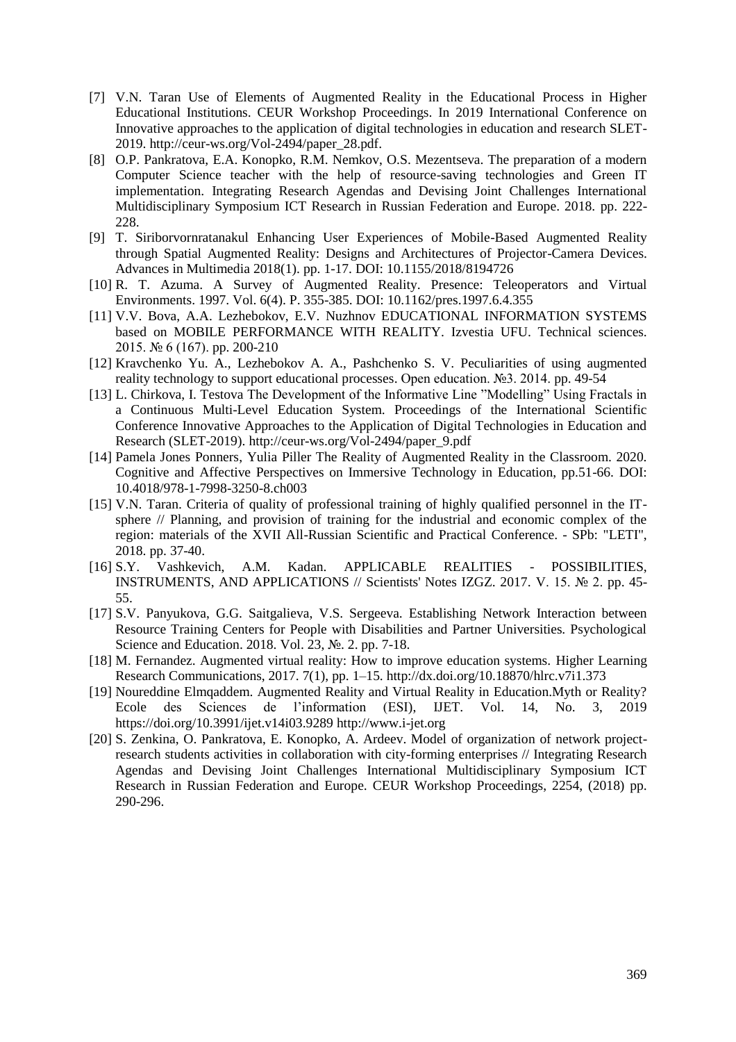[7] V.N. Taran Use of Elements of Augmented Reality in the Educational Process in Higher Educational Institutions. CEUR Workshop Proceedings. In 2019 International Conference on Innovative approaches to the application of digital technologies in education and research SLET-2019. http://ceur-ws.org/Vol-2494/paper_28.pdf.

[8] O.P. Pankratova, E.A. Konopko, R.M. Nemkov, O.S. Mezentseva. The preparation of a modern Computer Science teacher with the help of resource-saving technologies and Green IT implementation. Integrating Research Agendas and Devising Joint Challenges International Multidisciplinary Symposium ICT Research in Russian Federation and Europe. 2018. pp. 222-228.

[9] T. Siriborvornratanakul Enhancing User Experiences of Mobile-Based Augmented Reality through Spatial Augmented Reality: Designs and Architectures of Projector-Camera Devices. Advances in Multimedia 2018(1). pp. 1-17. DOI: 10.1155/2018/8194726

[10] R. T. Azuma. A Survey of Augmented Reality. Presence: Teleoperators and Virtual Environments. 1997. Vol. 6(4). P. 355-385. DOI: 10.1162/pres.1997.6.4.355

[11] V.V. Bova, A.A. Lezhebokov, E.V. Nuzhnov EDUCATIONAL INFORMATION SYSTEMS based on MOBILE PERFORMANCE WITH REALITY. Izvestia UFU. Technical sciences. 2015. № 6 (167). pp. 200-210

[12] Kravchenko Yu. A., Lezhebokov A. A., Pashchenko S. V. Peculiarities of using augmented reality technology to support educational processes. Open education. №3. 2014. pp. 49-54

[13] L. Chirkova, I. Testova The Development of the Informative Line "Modelling" Using Fractals in a Continuous Multi-Level Education System. Proceedings of the International Scientific Conference Innovative Approaches to the Application of Digital Technologies in Education and Research (SLET-2019). http://ceur-ws.org/Vol-2494/paper_9.pdf

[14] Pamela Jones Ponners, Yulia Piller The Reality of Augmented Reality in the Classroom. 2020. Cognitive and Affective Perspectives on Immersive Technology in Education, pp.51-66. DOI: 10.4018/978-1-7998-3250-8.ch003

[15] V.N. Taran. Criteria of quality of professional training of highly qualified personnel in the IT-sphere // Planning, and provision of training for the industrial and economic complex of the region: materials of the XVII All-Russian Scientific and Practical Conference. - SPb: "LETI", 2018. pp. 37-40.

[16] S.Y. Vashkevich, A.M. Kadan. APPLICABLE REALITIES - POSSIBILITIES, INSTRUMENTS, AND APPLICATIONS // Scientists' Notes IZGZ. 2017. V. 15. № 2. pp. 45-55.

[17] S.V. Panyukova, G.G. Saitgalieva, V.S. Sergeeva. Establishing Network Interaction between Resource Training Centers for People with Disabilities and Partner Universities. Psychological Science and Education. 2018. Vol. 23, №. 2. pp. 7-18.

[18] M. Fernandez. Augmented virtual reality: How to improve education systems. Higher Learning Research Communications, 2017. 7(1), pp. 1–15. http://dx.doi.org/10.18870/hlrc.v7i1.373

[19] Noureddine Elmqaddem. Augmented Reality and Virtual Reality in Education.Myth or Reality? Ecole des Sciences de l'information (ESI), IJET. Vol. 14, No. 3, 2019 https://doi.org/10.3991/ijet.v14i03.9289 http://www.i-jet.org

[20] S. Zenkina, O. Pankratova, E. Konopko, A. Ardeev. Model of organization of network project-research students activities in collaboration with city-forming enterprises // Integrating Research Agendas and Devising Joint Challenges International Multidisciplinary Symposium ICT Research in Russian Federation and Europe. CEUR Workshop Proceedings, 2254, (2018) pp. 290-296.